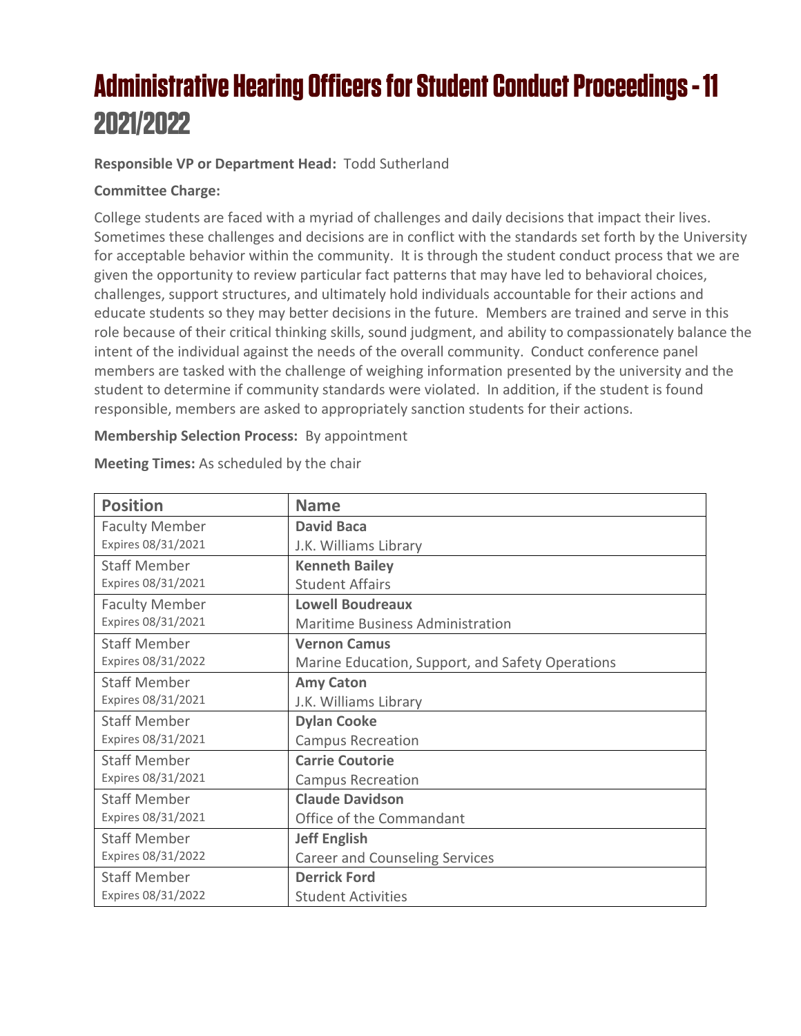# Administrative Hearing Officers for Student Conduct Proceedings - 11 2021/2022

**Responsible VP or Department Head:** Todd Sutherland

**Committee Charge:**

College students are faced with a myriad of challenges and daily decisions that impact their lives. Sometimes these challenges and decisions are in conflict with the standards set forth by the University for acceptable behavior within the community. It is through the student conduct process that we are given the opportunity to review particular fact patterns that may have led to behavioral choices, challenges, support structures, and ultimately hold individuals accountable for their actions and educate students so they may better decisions in the future. Members are trained and serve in this role because of their critical thinking skills, sound judgment, and ability to compassionately balance the intent of the individual against the needs of the overall community. Conduct conference panel members are tasked with the challenge of weighing information presented by the university and the student to determine if community standards were violated. In addition, if the student is found responsible, members are asked to appropriately sanction students for their actions.

**Membership Selection Process:** By appointment

**Meeting Times:** As scheduled by the chair

| Position | Name |
|---|---|
| Faculty Member<br>Expires 08/31/2021 | **David Baca**<br>J.K. Williams Library |
| Staff Member<br>Expires 08/31/2021 | **Kenneth Bailey**<br>Student Affairs |
| Faculty Member<br>Expires 08/31/2021 | **Lowell Boudreaux**<br>Maritime Business Administration |
| Staff Member<br>Expires 08/31/2022 | **Vernon Camus**<br>Marine Education, Support, and Safety Operations |
| Staff Member<br>Expires 08/31/2021 | **Amy Caton**<br>J.K. Williams Library |
| Staff Member<br>Expires 08/31/2021 | **Dylan Cooke**<br>Campus Recreation |
| Staff Member<br>Expires 08/31/2021 | **Carrie Coutorie**<br>Campus Recreation |
| Staff Member<br>Expires 08/31/2021 | **Claude Davidson**<br>Office of the Commandant |
| Staff Member<br>Expires 08/31/2022 | **Jeff English**<br>Career and Counseling Services |
| Staff Member<br>Expires 08/31/2022 | **Derrick Ford**<br>Student Activities |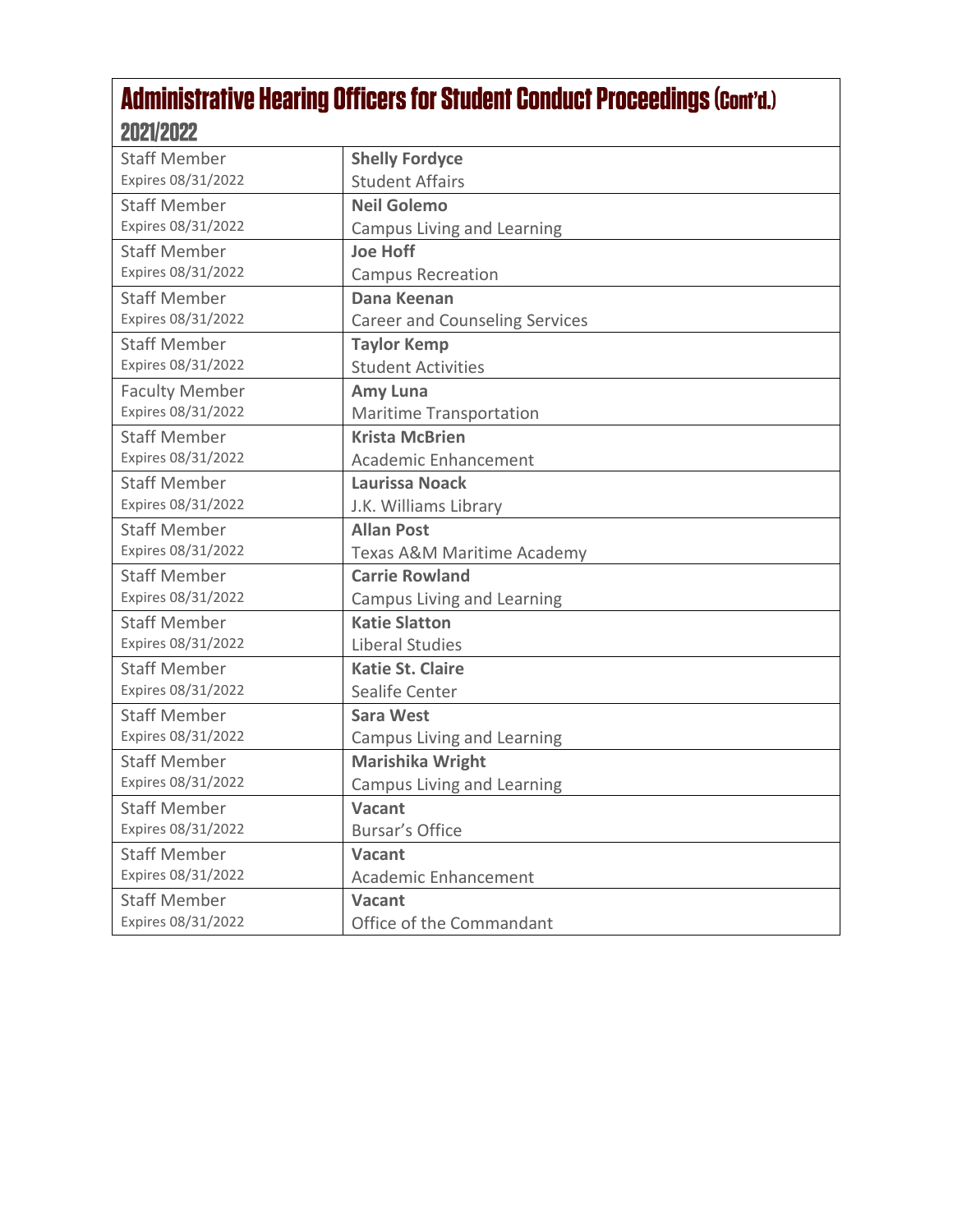# Administrative Hearing Officers for Student Conduct Proceedings (Cont'd.)

## 2021/2022

| | |
|---|---|
| Staff Member<br>Expires 08/31/2022 | **Shelly Fordyce**<br>Student Affairs |
| Staff Member<br>Expires 08/31/2022 | **Neil Golemo**<br>Campus Living and Learning |
| Staff Member<br>Expires 08/31/2022 | **Joe Hoff**<br>Campus Recreation |
| Staff Member<br>Expires 08/31/2022 | **Dana Keenan**<br>Career and Counseling Services |
| Staff Member<br>Expires 08/31/2022 | **Taylor Kemp**<br>Student Activities |
| Faculty Member<br>Expires 08/31/2022 | **Amy Luna**<br>Maritime Transportation |
| Staff Member<br>Expires 08/31/2022 | **Krista McBrien**<br>Academic Enhancement |
| Staff Member<br>Expires 08/31/2022 | **Laurissa Noack**<br>J.K. Williams Library |
| Staff Member<br>Expires 08/31/2022 | **Allan Post**<br>Texas A&M Maritime Academy |
| Staff Member<br>Expires 08/31/2022 | **Carrie Rowland**<br>Campus Living and Learning |
| Staff Member<br>Expires 08/31/2022 | **Katie Slatton**<br>Liberal Studies |
| Staff Member<br>Expires 08/31/2022 | **Katie St. Claire**<br>Sealife Center |
| Staff Member<br>Expires 08/31/2022 | **Sara West**<br>Campus Living and Learning |
| Staff Member<br>Expires 08/31/2022 | **Marishika Wright**<br>Campus Living and Learning |
| Staff Member<br>Expires 08/31/2022 | **Vacant**<br>Bursar's Office |
| Staff Member<br>Expires 08/31/2022 | **Vacant**<br>Academic Enhancement |
| Staff Member<br>Expires 08/31/2022 | **Vacant**<br>Office of the Commandant |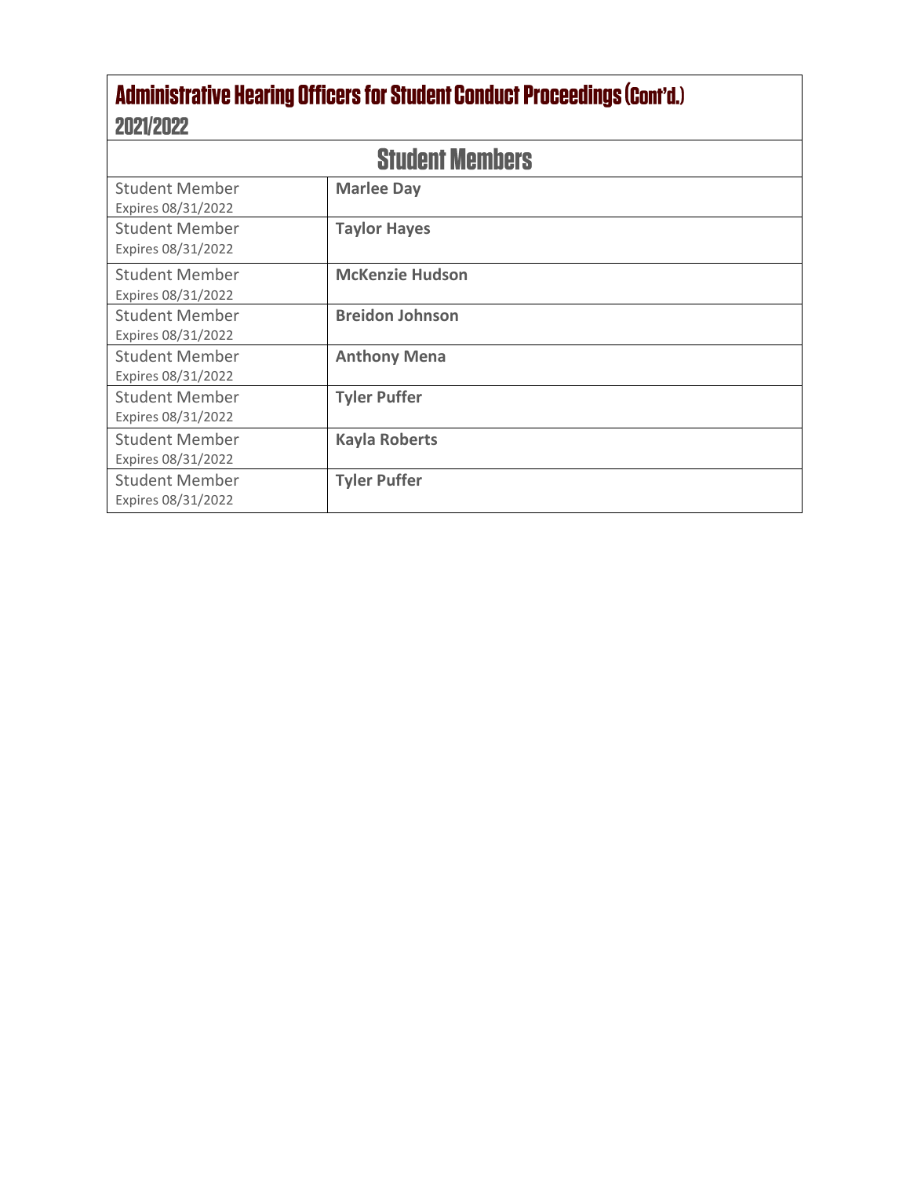## Administrative Hearing Officers for Student Conduct Proceedings (Cont'd.) 2021/2022

### Student Members

| | |
|---|---|
| Student Member<br>Expires 08/31/2022 | **Marlee Day** |
| Student Member<br>Expires 08/31/2022 | **Taylor Hayes** |
| Student Member<br>Expires 08/31/2022 | **McKenzie Hudson** |
| Student Member<br>Expires 08/31/2022 | **Breidon Johnson** |
| Student Member<br>Expires 08/31/2022 | **Anthony Mena** |
| Student Member<br>Expires 08/31/2022 | **Tyler Puffer** |
| Student Member<br>Expires 08/31/2022 | **Kayla Roberts** |
| Student Member<br>Expires 08/31/2022 | **Tyler Puffer** |